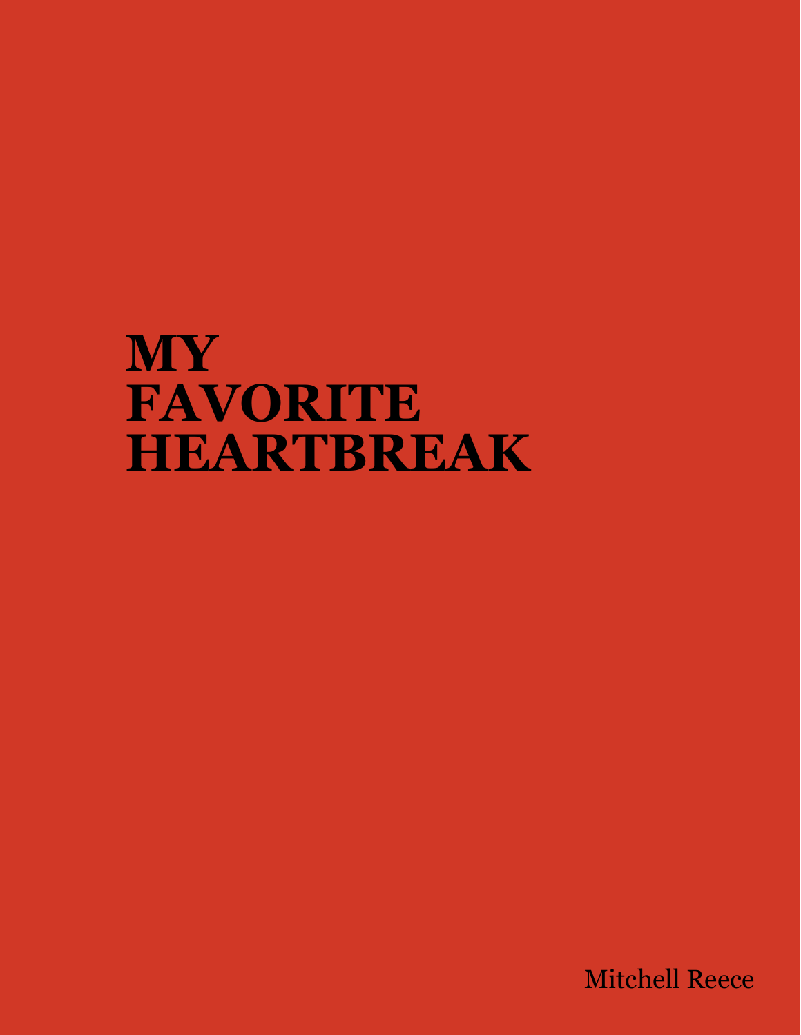# MY FAVORITE HEARTBREAK

Mitchell Reece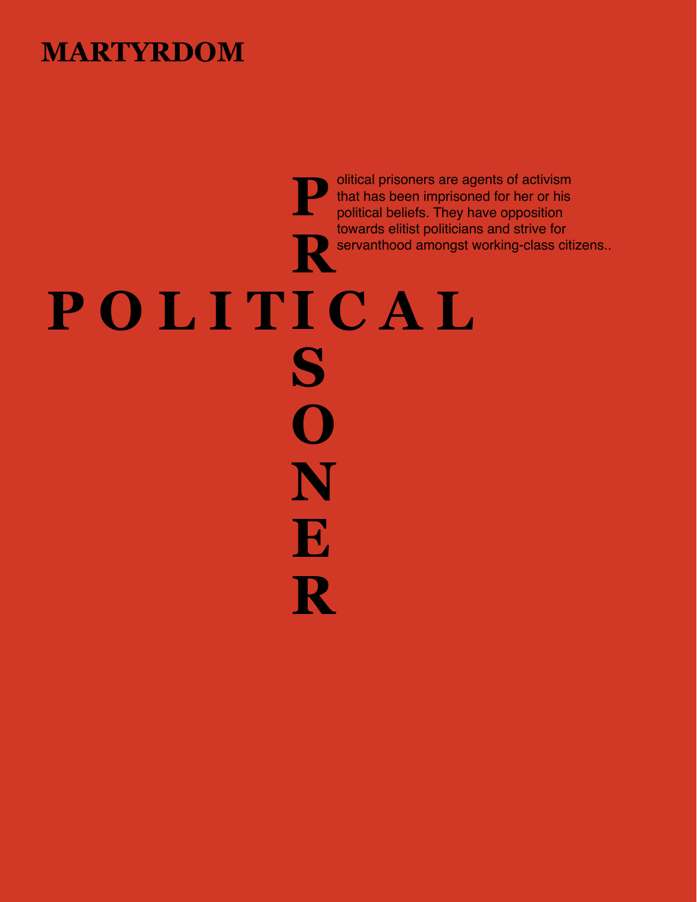# MARTYRDOM

## POLITICAL PRISONER

Political prisoners are agents of activism that has been imprisoned for her or his political beliefs. They have opposition towards elitist politicians and strive for servanthood amongst working-class citizens..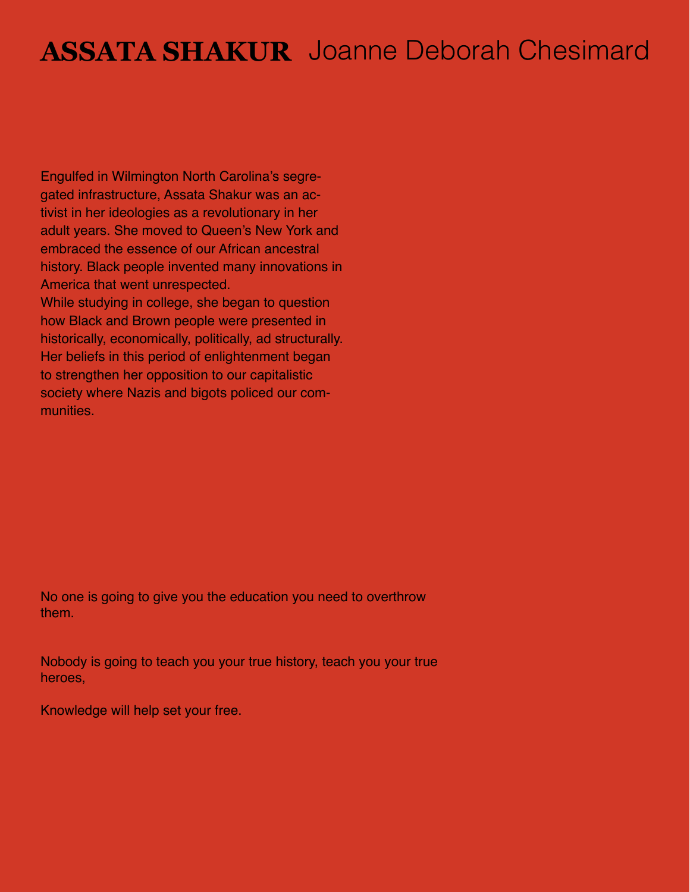# **ASSATA SHAKUR** Joanne Deborah Chesimard

Engulfed in Wilmington North Carolina's segregated infrastructure, Assata Shakur was an activist in her ideologies as a revolutionary in her adult years. She moved to Queen's New York and embraced the essence of our African ancestral history. Black people invented many innovations in America that went unrespected.

While studying in college, she began to question how Black and Brown people were presented in historically, economically, politically, ad structurally. Her beliefs in this period of enlightenment began to strengthen her opposition to our capitalistic society where Nazis and bigots policed our communities.

No one is going to give you the education you need to overthrow them.

Nobody is going to teach you your true history, teach you your true heroes,

Knowledge will help set your free.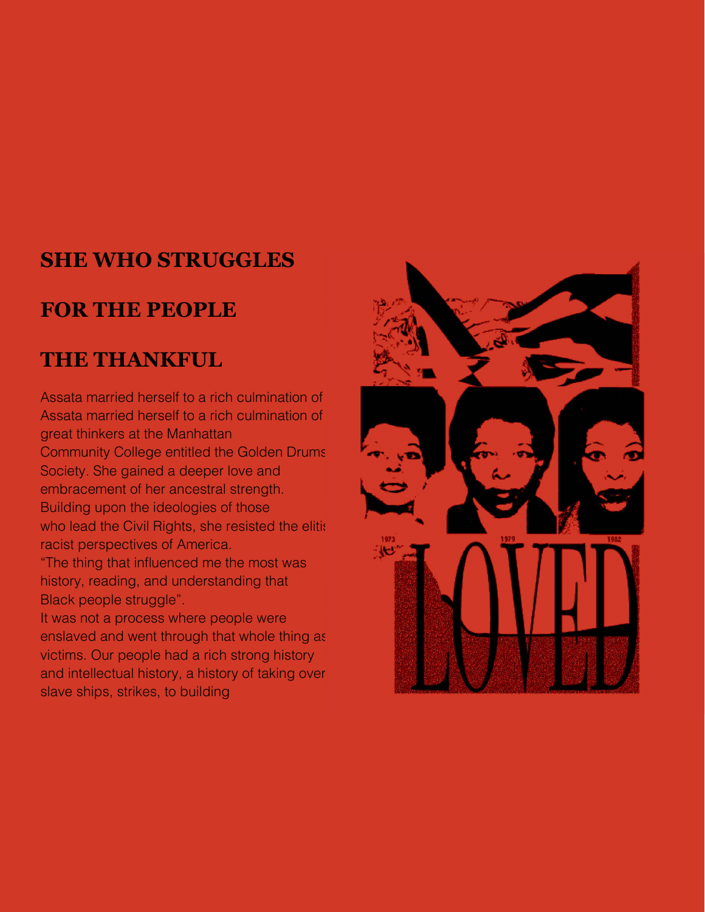## SHE WHO STRUGGLES

## FOR THE PEOPLE

## THE THANKFUL

Assata married herself to a rich culmination of Assata married herself to a rich culmination of great thinkers at the Manhattan Community College entitled the Golden Drums Society. She gained a deeper love and embracement of her ancestral strength. Building upon the ideologies of those who lead the Civil Rights, she resisted the elitis racist perspectives of America.

"The thing that influenced me the most was history, reading, and understanding that Black people struggle".

It was not a process where people were enslaved and went through that whole thing as victims. Our people had a rich strong history and intellectual history, a history of taking over slave ships, strikes, to building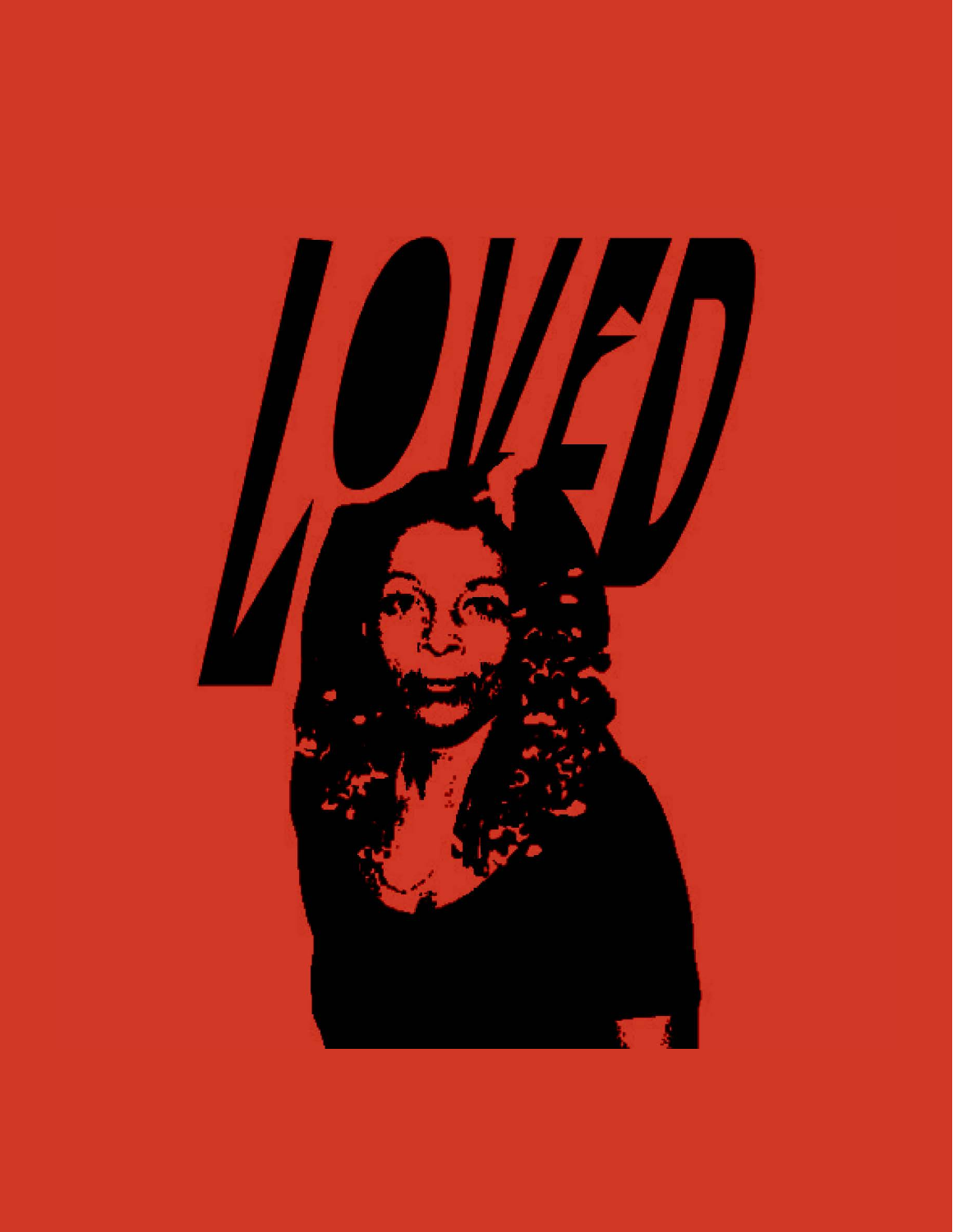LOVED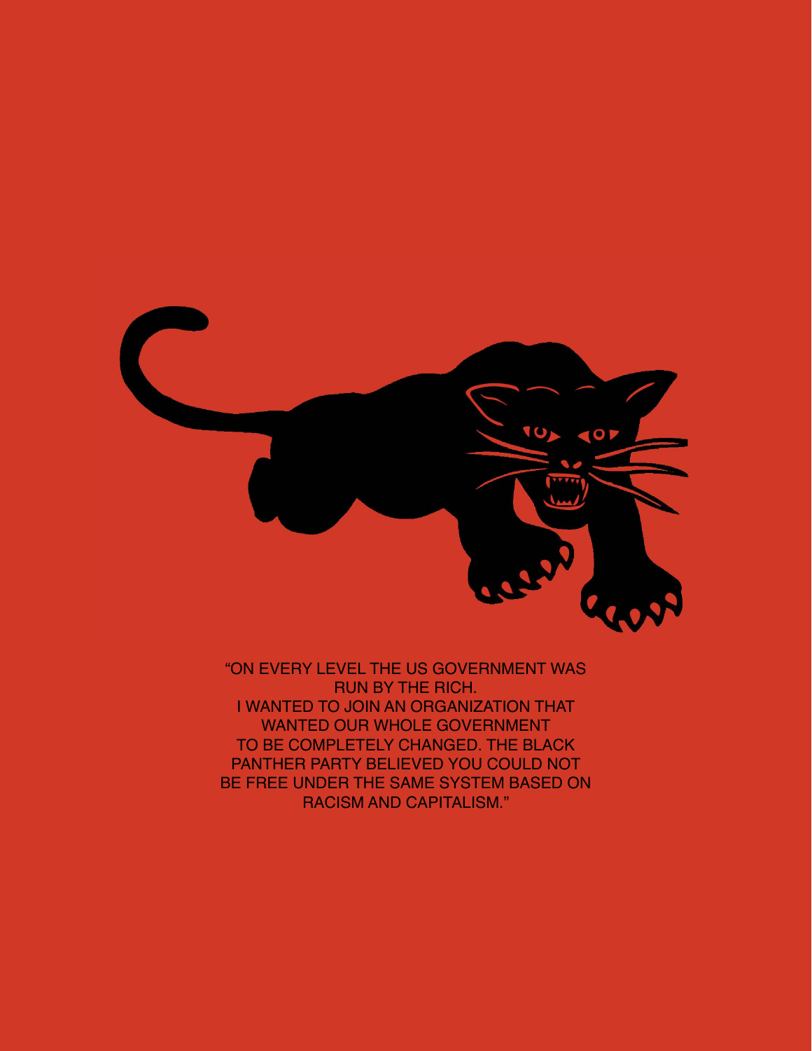"ON EVERY LEVEL THE US GOVERNMENT WAS RUN BY THE RICH.
I WANTED TO JOIN AN ORGANIZATION THAT WANTED OUR WHOLE GOVERNMENT TO BE COMPLETELY CHANGED. THE BLACK PANTHER PARTY BELIEVED YOU COULD NOT BE FREE UNDER THE SAME SYSTEM BASED ON RACISM AND CAPITALISM."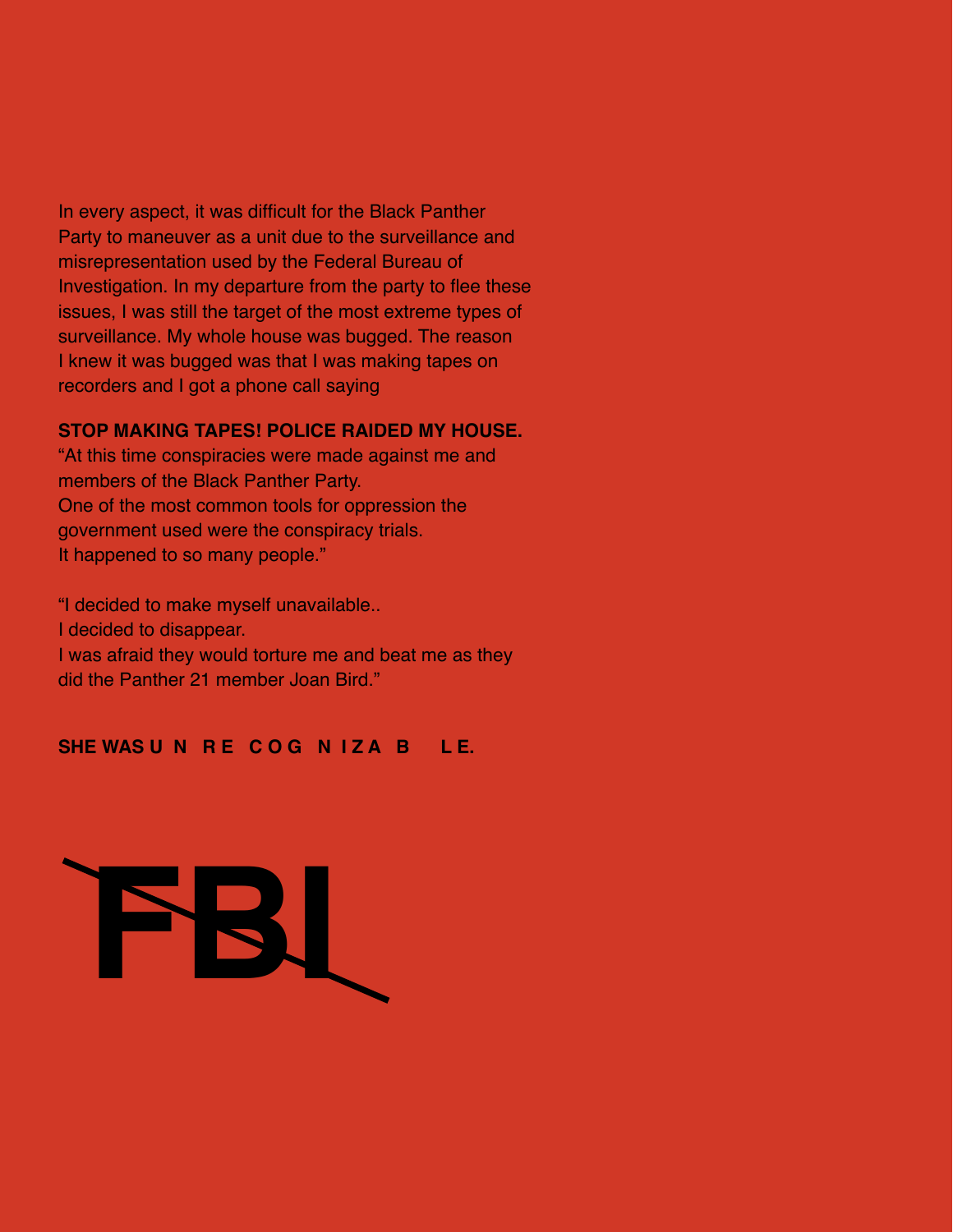In every aspect, it was difficult for the Black Panther Party to maneuver as a unit due to the surveillance and misrepresentation used by the Federal Bureau of Investigation. In my departure from the party to flee these issues, I was still the target of the most extreme types of surveillance. My whole house was bugged. The reason I knew it was bugged was that I was making tapes on recorders and I got a phone call saying

**STOP MAKING TAPES! POLICE RAIDED MY HOUSE.**
"At this time conspiracies were made against me and members of the Black Panther Party.
One of the most common tools for oppression the government used were the conspiracy trials.
It happened to so many people."

"I decided to make myself unavailable..
I decided to disappear.
I was afraid they would torture me and beat me as they did the Panther 21 member Joan Bird."

**SHE WAS U N R E C O G N I Z A B L E.**

~~**FBI**~~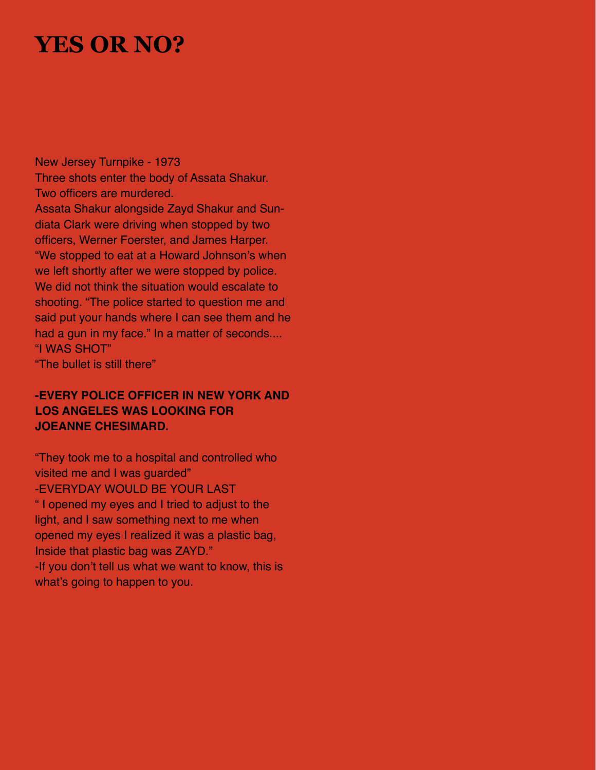# YES OR NO?

New Jersey Turnpike - 1973
Three shots enter the body of Assata Shakur.
Two officers are murdered.
Assata Shakur alongside Zayd Shakur and Sundiata Clark were driving when stopped by two officers, Werner Foerster, and James Harper.
"We stopped to eat at a Howard Johnson's when we left shortly after we were stopped by police. We did not think the situation would escalate to shooting. "The police started to question me and said put your hands where I can see them and he had a gun in my face." In a matter of seconds....
"I WAS SHOT"
"The bullet is still there"

**-EVERY POLICE OFFICER IN NEW YORK AND LOS ANGELES WAS LOOKING FOR JOEANNE CHESIMARD.**

"They took me to a hospital and controlled who visited me and I was guarded"
-EVERYDAY WOULD BE YOUR LAST
" I opened my eyes and I tried to adjust to the light, and I saw something next to me when opened my eyes I realized it was a plastic bag, Inside that plastic bag was ZAYD."
-If you don't tell us what we want to know, this is what's going to happen to you.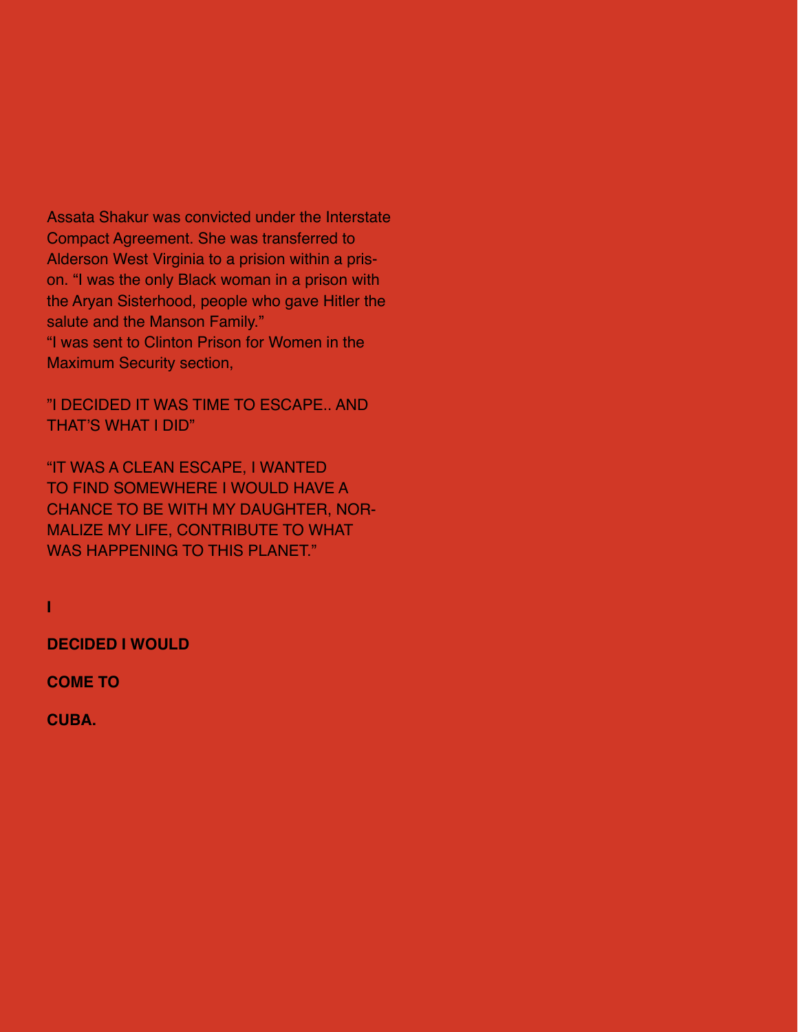Assata Shakur was convicted under the Interstate Compact Agreement. She was transferred to Alderson West Virginia to a prision within a prison. "I was the only Black woman in a prison with the Aryan Sisterhood, people who gave Hitler the salute and the Manson Family."
"I was sent to Clinton Prison for Women in the Maximum Security section,

"I DECIDED IT WAS TIME TO ESCAPE.. AND THAT'S WHAT I DID"

"IT WAS A CLEAN ESCAPE, I WANTED TO FIND SOMEWHERE I WOULD HAVE A CHANCE TO BE WITH MY DAUGHTER, NORMALIZE MY LIFE, CONTRIBUTE TO WHAT WAS HAPPENING TO THIS PLANET."

**I**

**DECIDED I WOULD**

**COME TO**

**CUBA.**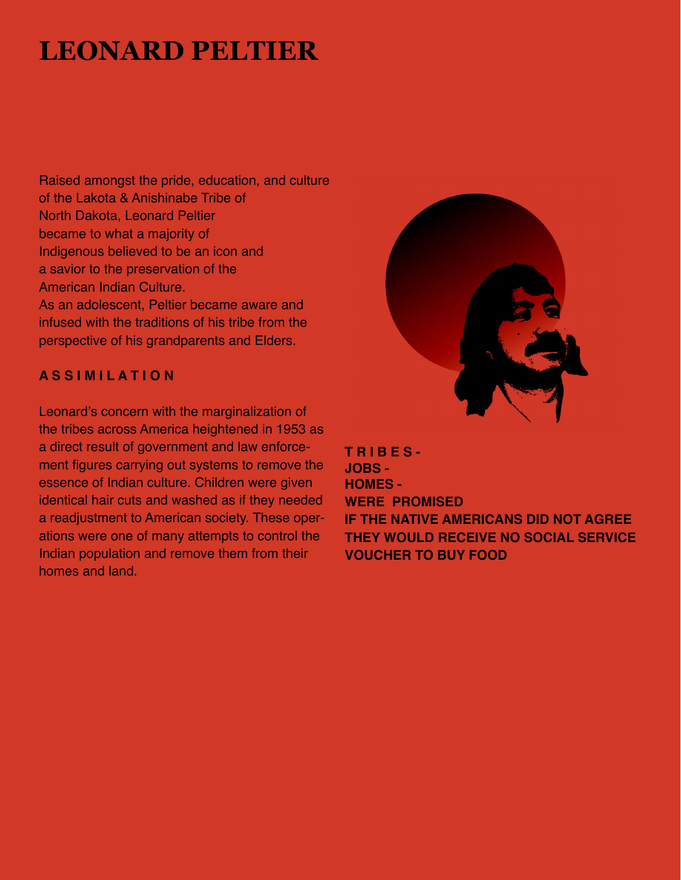# LEONARD PELTIER

Raised amongst the pride, education, and culture of the Lakota & Anishinabe Tribe of North Dakota, Leonard Peltier became to what a majority of Indigenous believed to be an icon and a savior to the preservation of the American Indian Culture.
As an adolescent, Peltier became aware and infused with the traditions of his tribe from the perspective of his grandparents and Elders.

## A S S I M I L A T I O N

Leonard's concern with the marginalization of the tribes across America heightened in 1953 as a direct result of government and law enforcement figures carrying out systems to remove the essence of Indian culture. Children were given identical hair cuts and washed as if they needed a readjustment to American society. These operations were one of many attempts to control the Indian population and remove them from their homes and land.

**T R I B E S -**
**JOBS -**
**HOMES -**
**WERE PROMISED**
**IF THE NATIVE AMERICANS DID NOT AGREE THEY WOULD RECEIVE NO SOCIAL SERVICE VOUCHER TO BUY FOOD**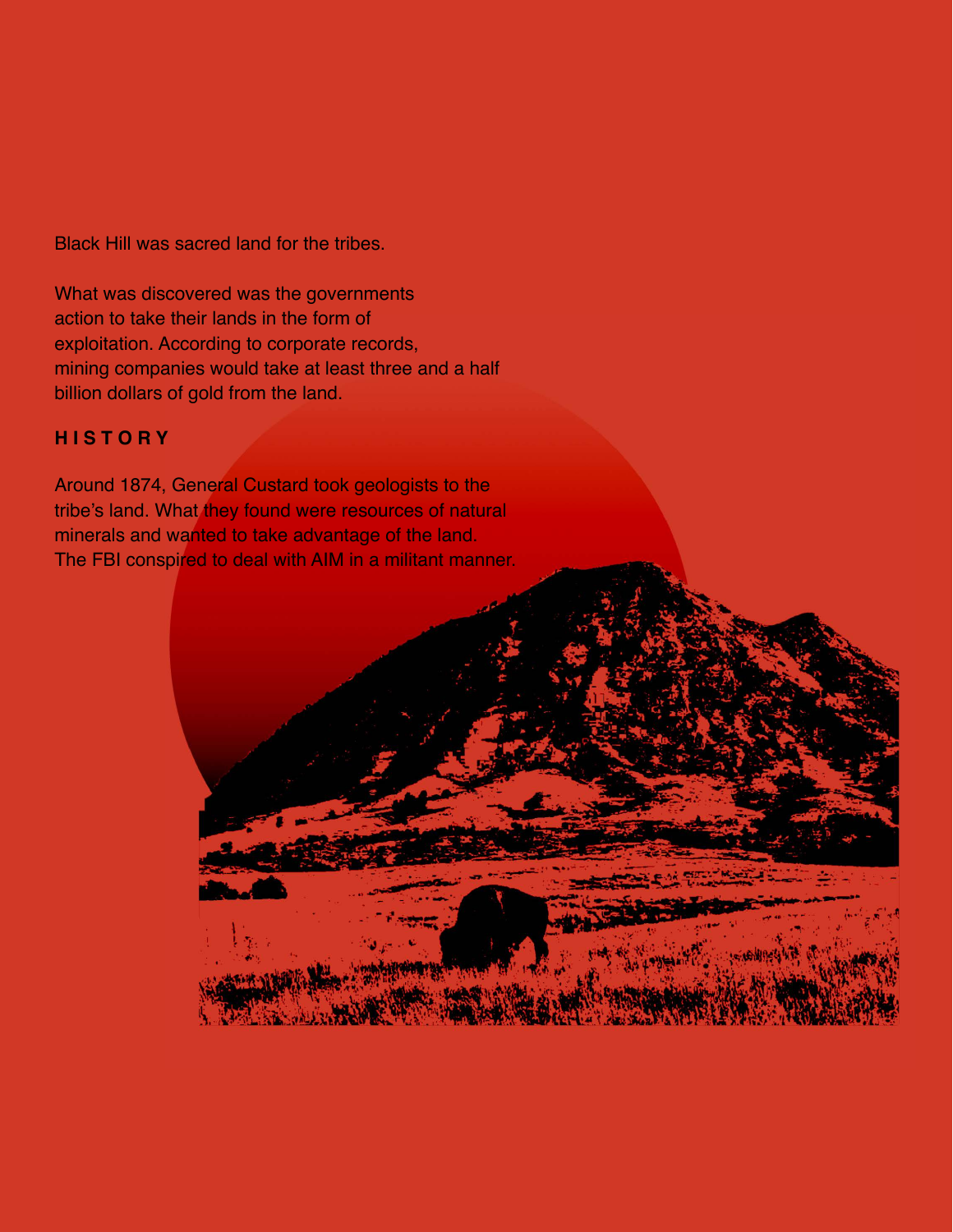Black Hill was sacred land for the tribes.

What was discovered was the governments action to take their lands in the form of exploitation. According to corporate records, mining companies would take at least three and a half billion dollars of gold from the land.

## HISTORY

Around 1874, General Custard took geologists to the tribe's land. What they found were resources of natural minerals and wanted to take advantage of the land. The FBI conspired to deal with AIM in a militant manner.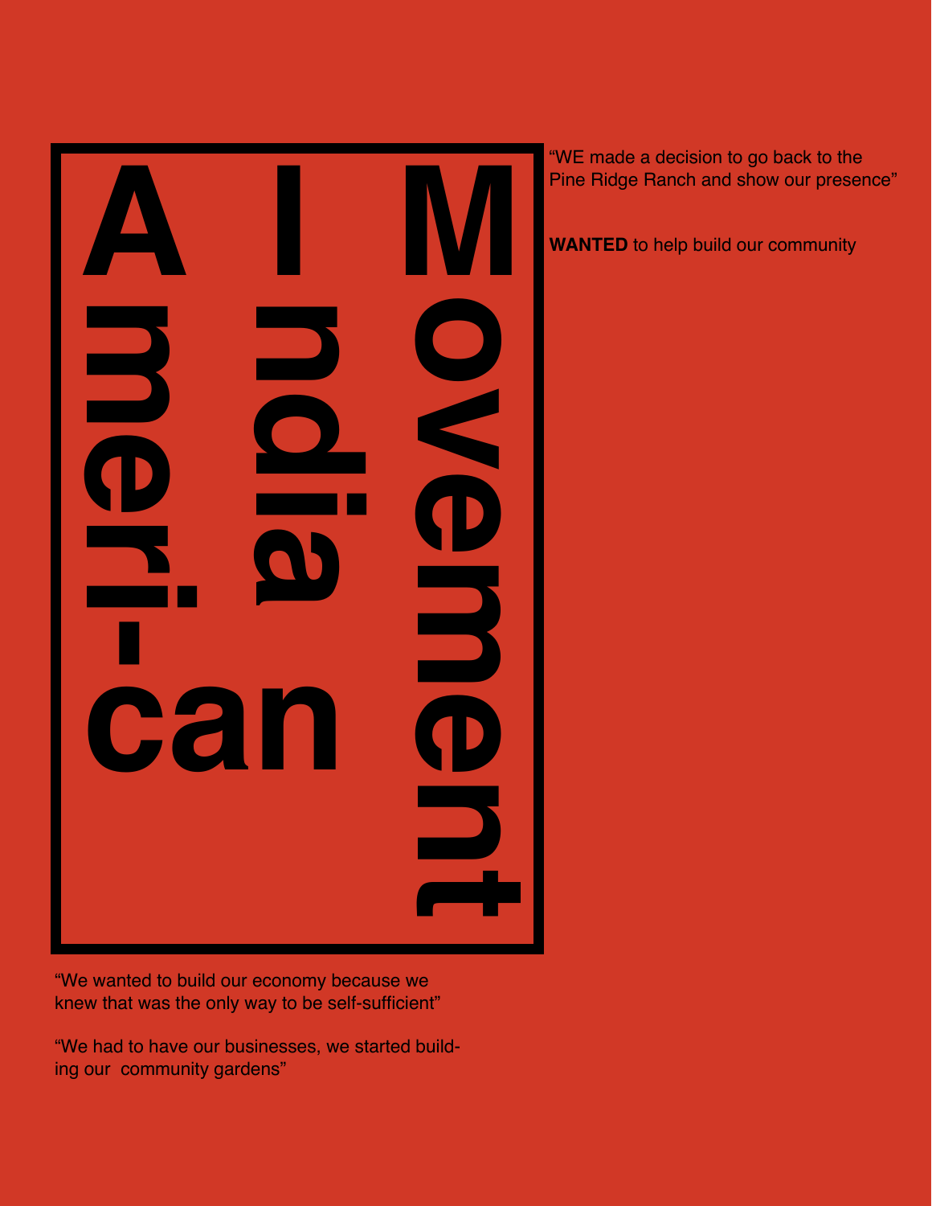# American Indian Movement

"WE made a decision to go back to the Pine Ridge Ranch and show our presence"

**WANTED** to help build our community

"We wanted to build our economy because we knew that was the only way to be self-sufficient"

"We had to have our businesses, we started building our community gardens"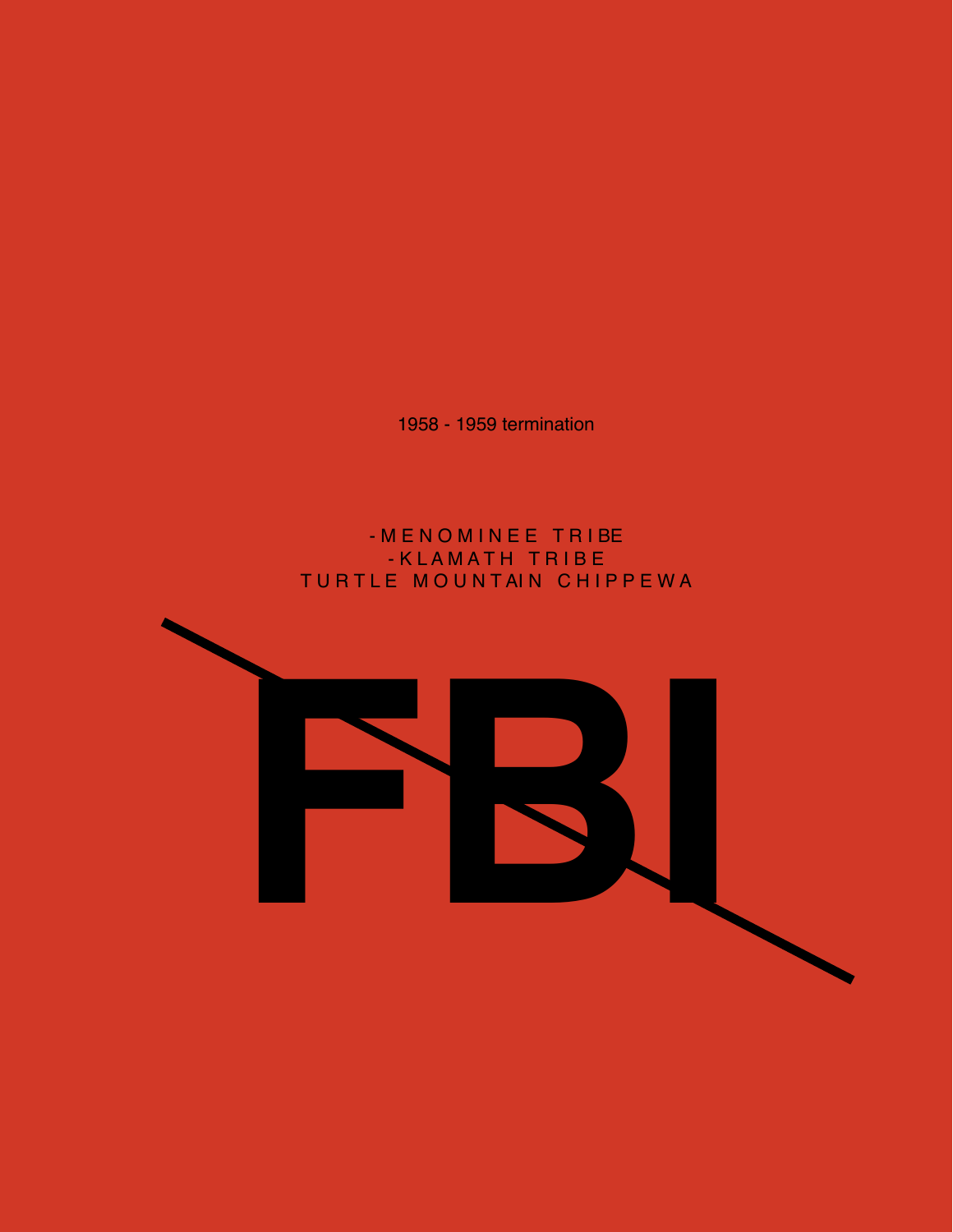1958 - 1959 termination

-MENOMINEE TRIBE
-KLAMATH TRIBE
TURTLE MOUNTAIN CHIPPEWA

# ~~FBI~~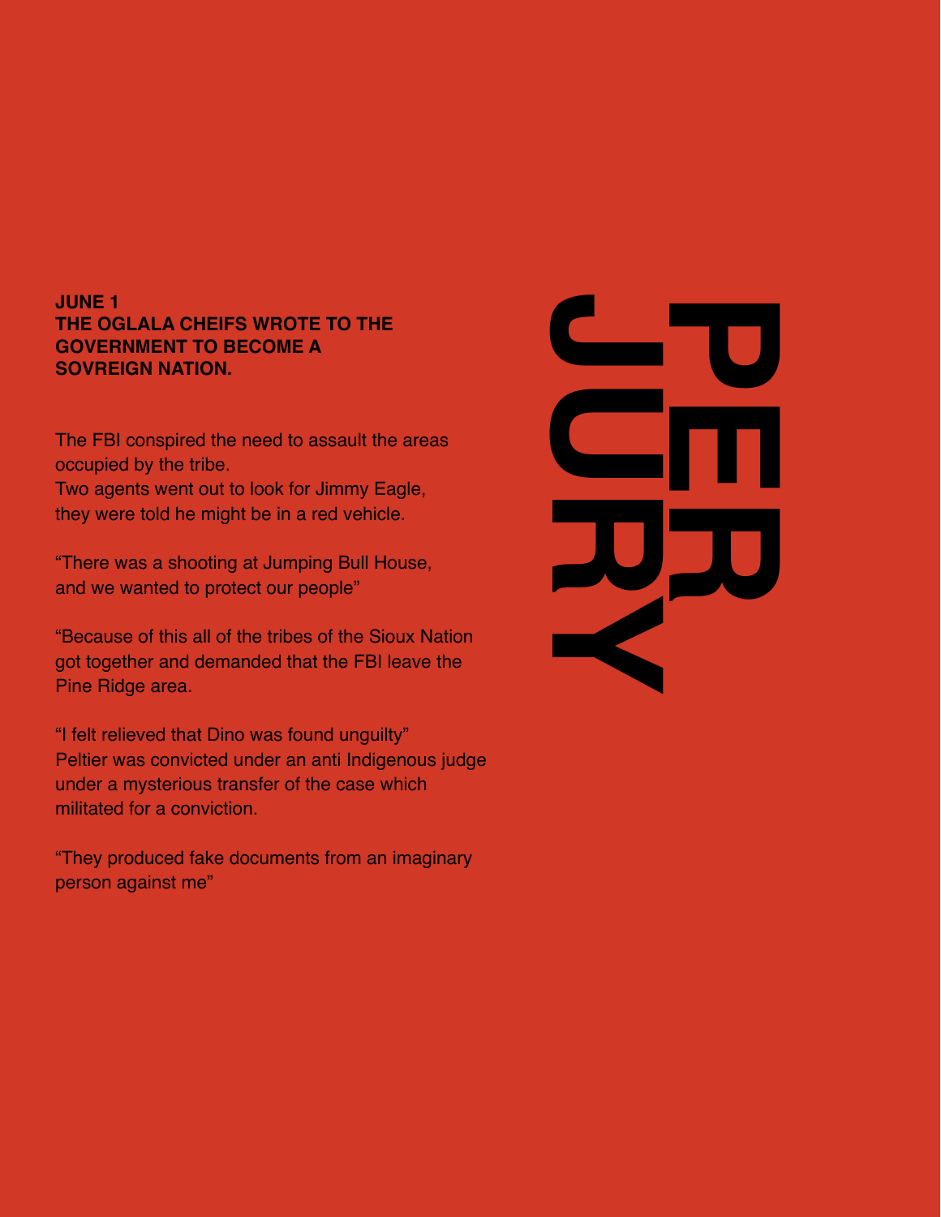# PERJURY

**JUNE 1**
**THE OGLALA CHEIFS WROTE TO THE GOVERNMENT TO BECOME A SOVREIGN NATION.**

The FBI conspired the need to assault the areas occupied by the tribe.
Two agents went out to look for Jimmy Eagle, they were told he might be in a red vehicle.

“There was a shooting at Jumping Bull House, and we wanted to protect our people”

“Because of this all of the tribes of the Sioux Nation got together and demanded that the FBI leave the Pine Ridge area.

“I felt relieved that Dino was found unguilty”
Peltier was convicted under an anti Indigenous judge under a mysterious transfer of the case which militated for a conviction.

“They produced fake documents from an imaginary person against me”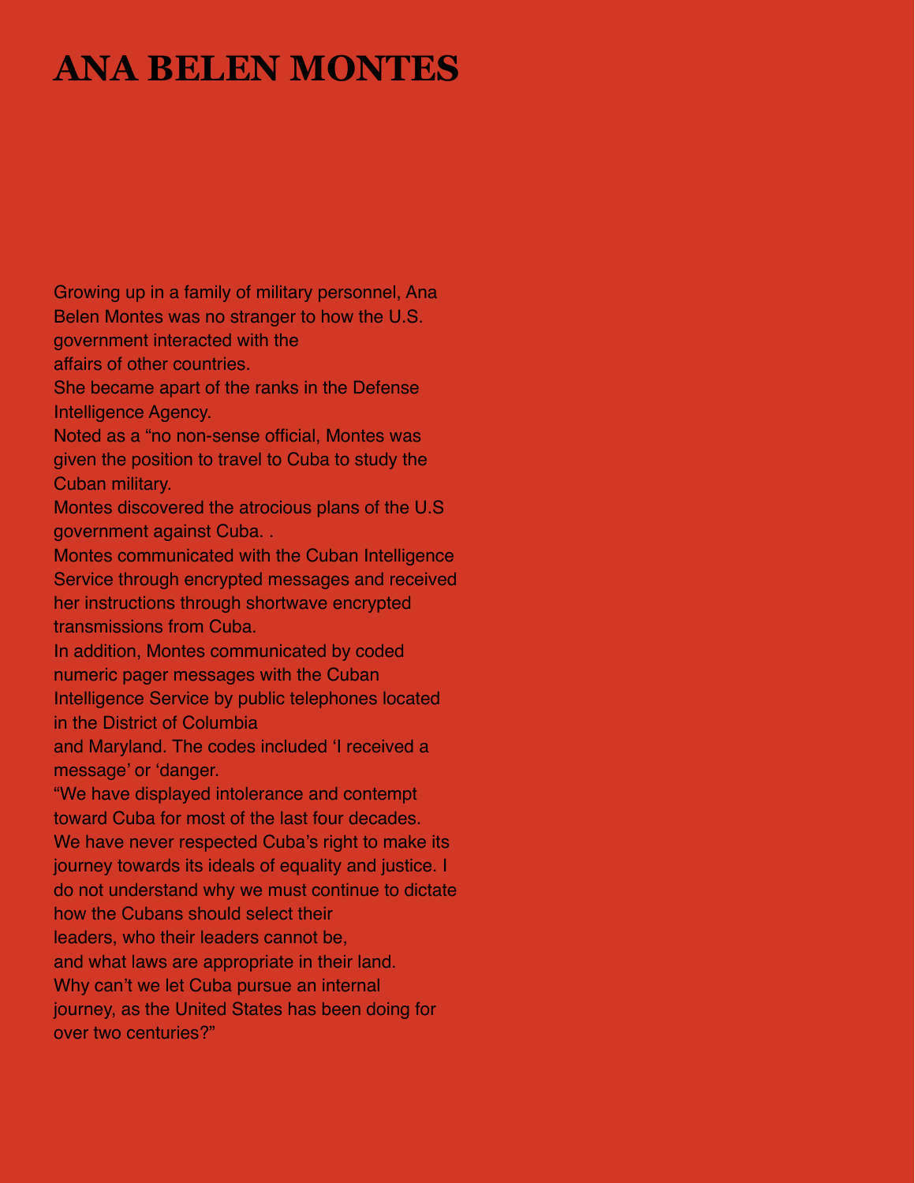# ANA BELEN MONTES

Growing up in a family of military personnel, Ana Belen Montes was no stranger to how the U.S. government interacted with the affairs of other countries.

She became apart of the ranks in the Defense Intelligence Agency.

Noted as a "no non-sense official, Montes was given the position to travel to Cuba to study the Cuban military.

Montes discovered the atrocious plans of the U.S government against Cuba. .

Montes communicated with the Cuban Intelligence Service through encrypted messages and received her instructions through shortwave encrypted transmissions from Cuba.

In addition, Montes communicated by coded numeric pager messages with the Cuban Intelligence Service by public telephones located in the District of Columbia and Maryland. The codes included 'I received a message' or 'danger.

"We have displayed intolerance and contempt toward Cuba for most of the last four decades. We have never respected Cuba's right to make its journey towards its ideals of equality and justice. I do not understand why we must continue to dictate how the Cubans should select their leaders, who their leaders cannot be, and what laws are appropriate in their land. Why can't we let Cuba pursue an internal journey, as the United States has been doing for over two centuries?"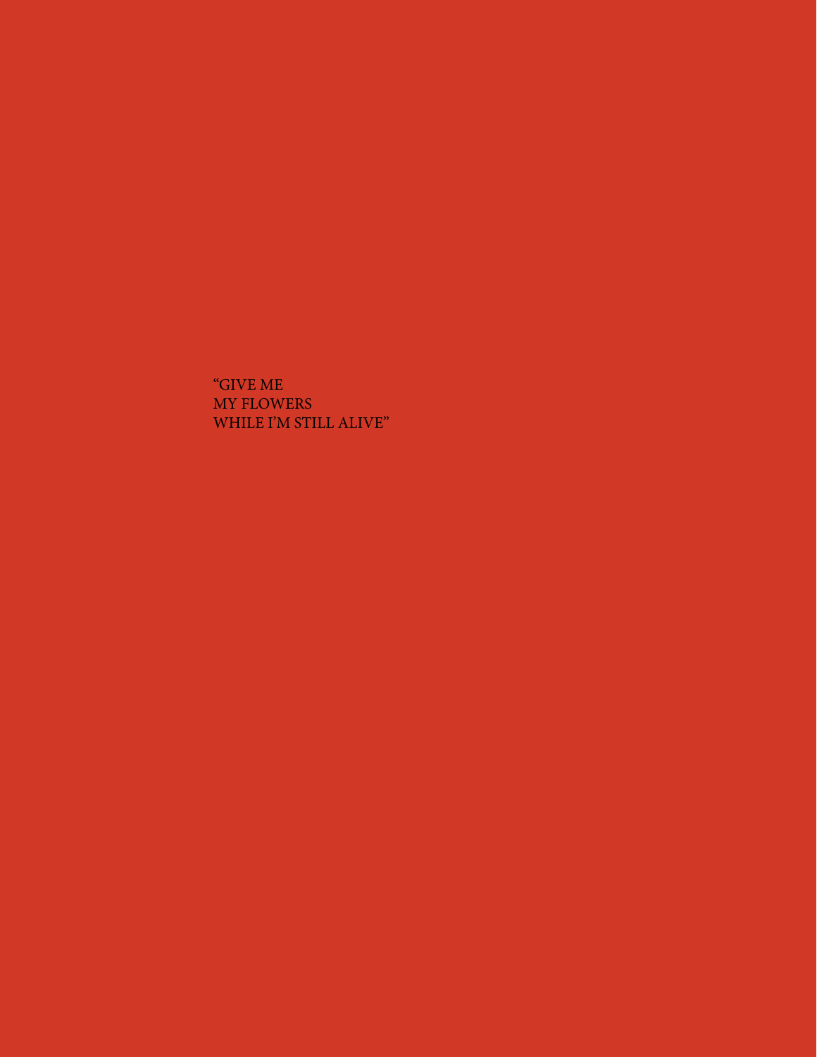"GIVE ME
MY FLOWERS
WHILE I'M STILL ALIVE"